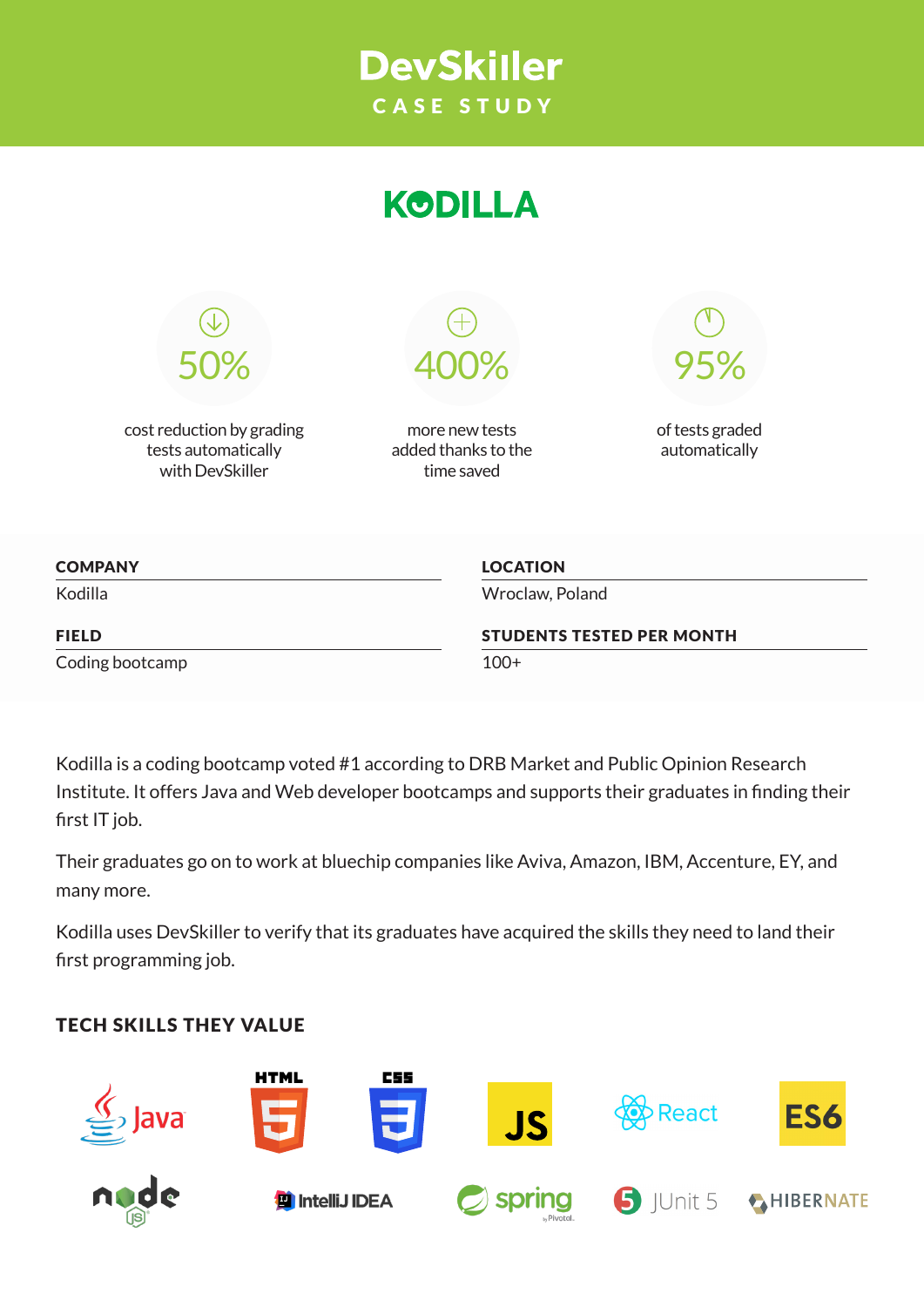# DevSkiller

CASE STUDY

## KODILLA

**50%**
cost reduction by grading tests automatically with DevSkiller

**400%**
more new tests added thanks to the time saved

**95%**
of tests graded automatically

| COMPANY | LOCATION |
|---|---|
| Kodilla | Wroclaw, Poland |
| **FIELD** | **STUDENTS TESTED PER MONTH** |
| Coding bootcamp | 100+ |

Kodilla is a coding bootcamp voted #1 according to DRB Market and Public Opinion Research Institute. It offers Java and Web developer bootcamps and supports their graduates in finding their first IT job.

Their graduates go on to work at bluechip companies like Aviva, Amazon, IBM, Accenture, EY, and many more.

Kodilla uses DevSkiller to verify that its graduates have acquired the skills they need to land their first programming job.

### TECH SKILLS THEY VALUE

Java, HTML, CSS, JS, React, ES6, node, IntelliJ IDEA, spring, JUnit 5, HIBERNATE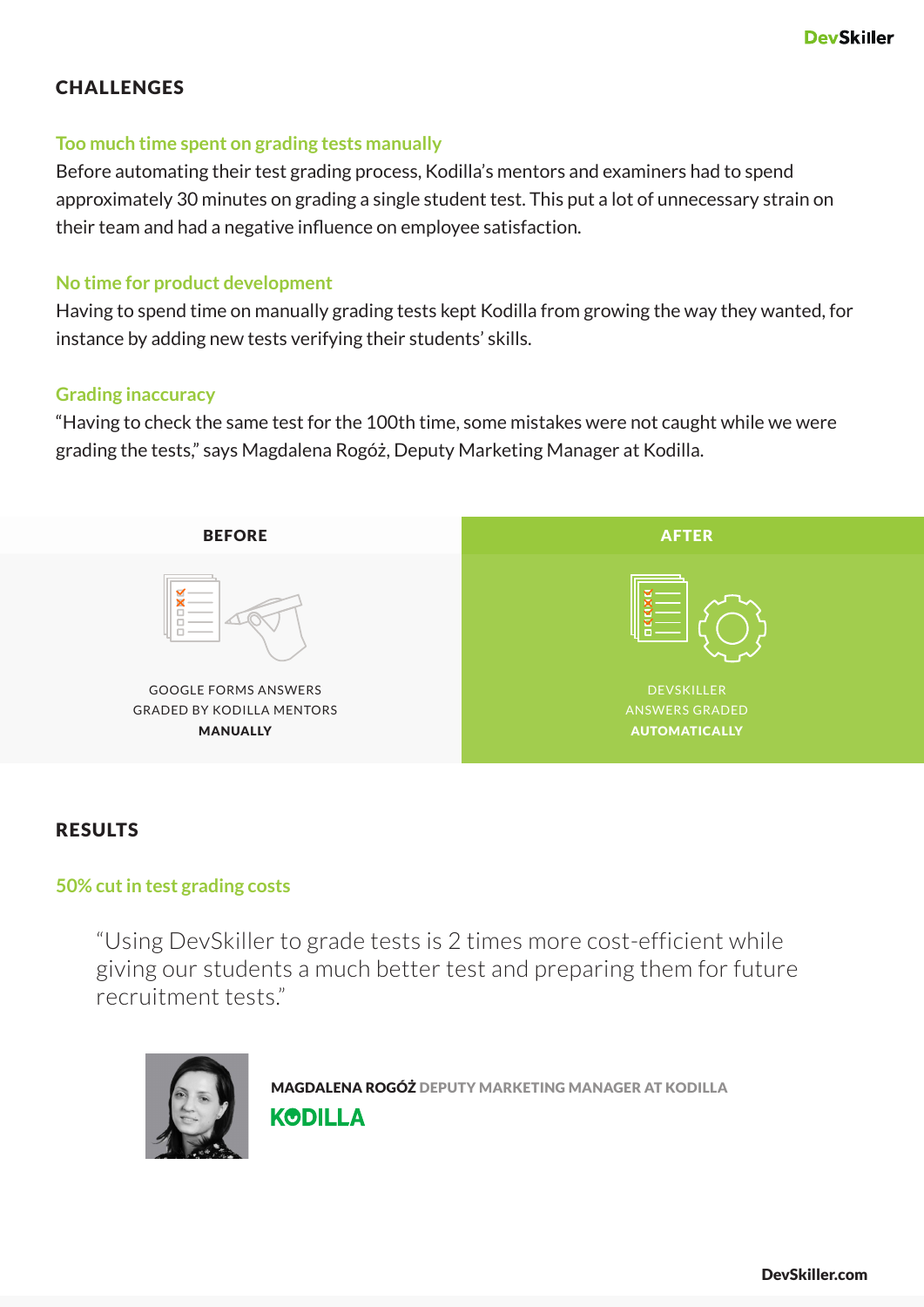## CHALLENGES

### Too much time spent on grading tests manually

Before automating their test grading process, Kodilla's mentors and examiners had to spend approximately 30 minutes on grading a single student test. This put a lot of unnecessary strain on their team and had a negative influence on employee satisfaction.

### No time for product development

Having to spend time on manually grading tests kept Kodilla from growing the way they wanted, for instance by adding new tests verifying their students' skills.

### Grading inaccuracy

"Having to check the same test for the 100th time, some mistakes were not caught while we were grading the tests," says Magdalena Rogóż, Deputy Marketing Manager at Kodilla.

| BEFORE | AFTER |
| --- | --- |
| GOOGLE FORMS ANSWERS GRADED BY KODILLA MENTORS **MANUALLY** | DEVSKILLER ANSWERS GRADED **AUTOMATICALLY** |

## RESULTS

### 50% cut in test grading costs

> "Using DevSkiller to grade tests is 2 times more cost-efficient while giving our students a much better test and preparing them for future recruitment tests."

**MAGDALENA ROGÓŻ** DEPUTY MARKETING MANAGER AT KODILLA

KODILLA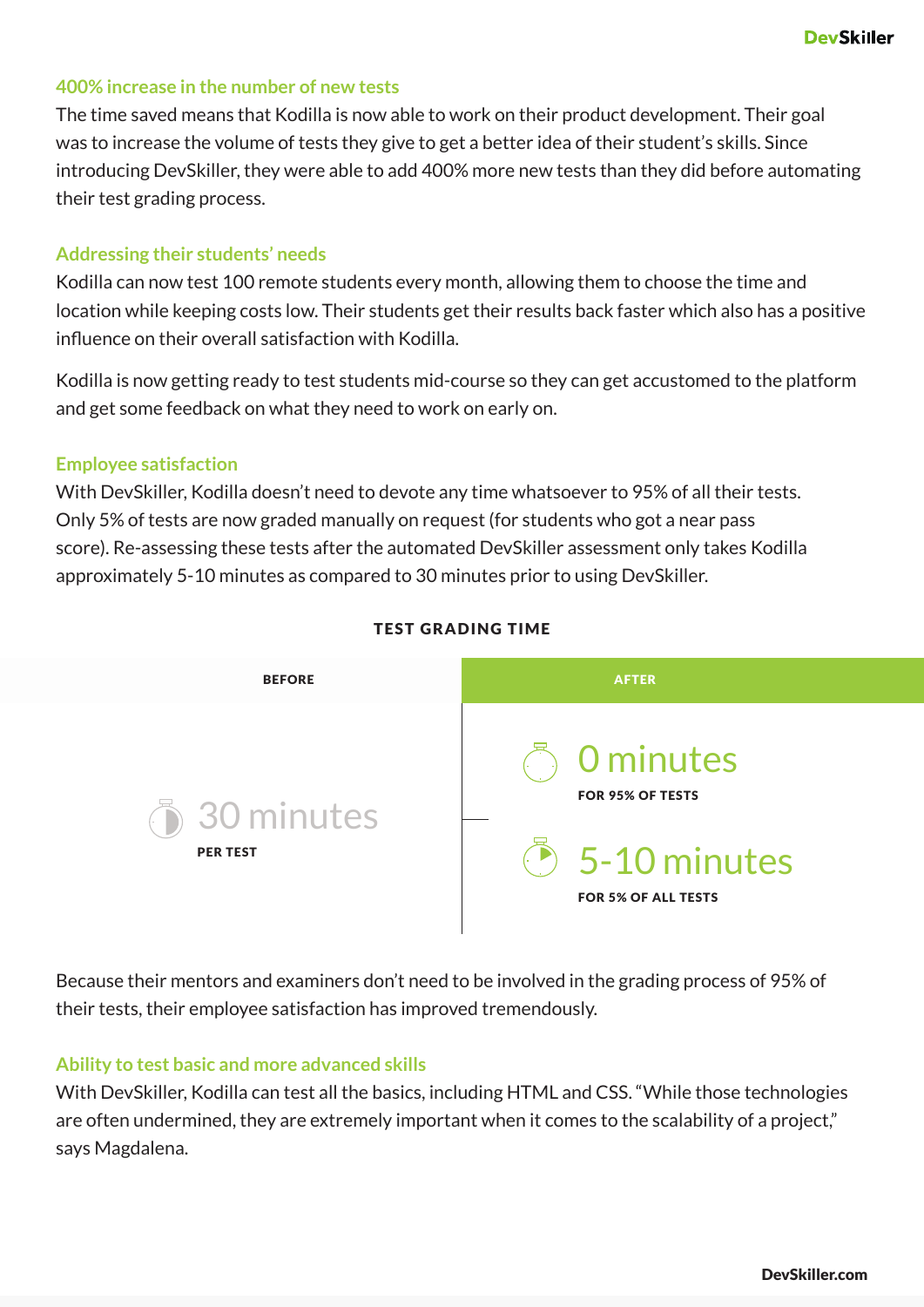## 400% increase in the number of new tests

The time saved means that Kodilla is now able to work on their product development. Their goal was to increase the volume of tests they give to get a better idea of their student's skills. Since introducing DevSkiller, they were able to add 400% more new tests than they did before automating their test grading process.

## Addressing their students' needs

Kodilla can now test 100 remote students every month, allowing them to choose the time and location while keeping costs low. Their students get their results back faster which also has a positive influence on their overall satisfaction with Kodilla.

Kodilla is now getting ready to test students mid-course so they can get accustomed to the platform and get some feedback on what they need to work on early on.

## Employee satisfaction

With DevSkiller, Kodilla doesn't need to devote any time whatsoever to 95% of all their tests. Only 5% of tests are now graded manually on request (for students who got a near pass score). Re-assessing these tests after the automated DevSkiller assessment only takes Kodilla approximately 5-10 minutes as compared to 30 minutes prior to using DevSkiller.

**TEST GRADING TIME**

| BEFORE | AFTER |
|---|---|
| 30 minutes PER TEST | 0 minutes FOR 95% OF TESTS |
| | 5-10 minutes FOR 5% OF ALL TESTS |

Because their mentors and examiners don't need to be involved in the grading process of 95% of their tests, their employee satisfaction has improved tremendously.

## Ability to test basic and more advanced skills

With DevSkiller, Kodilla can test all the basics, including HTML and CSS. "While those technologies are often undermined, they are extremely important when it comes to the scalability of a project," says Magdalena.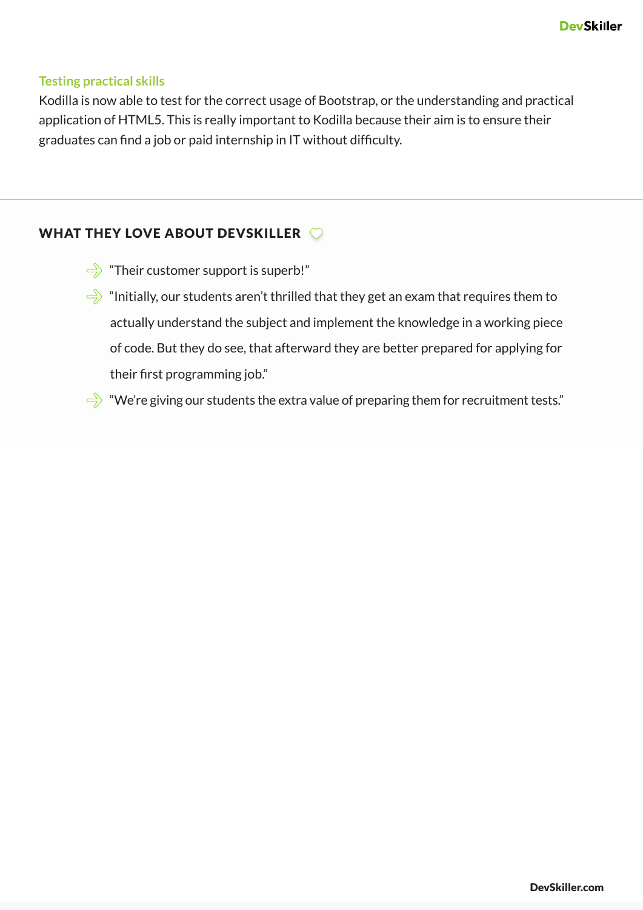### Testing practical skills

Kodilla is now able to test for the correct usage of Bootstrap, or the understanding and practical application of HTML5. This is really important to Kodilla because their aim is to ensure their graduates can find a job or paid internship in IT without difficulty.

## WHAT THEY LOVE ABOUT DEVSKILLER

- "Their customer support is superb!"
- "Initially, our students aren't thrilled that they get an exam that requires them to actually understand the subject and implement the knowledge in a working piece of code. But they do see, that afterward they are better prepared for applying for their first programming job."
- "We're giving our students the extra value of preparing them for recruitment tests."